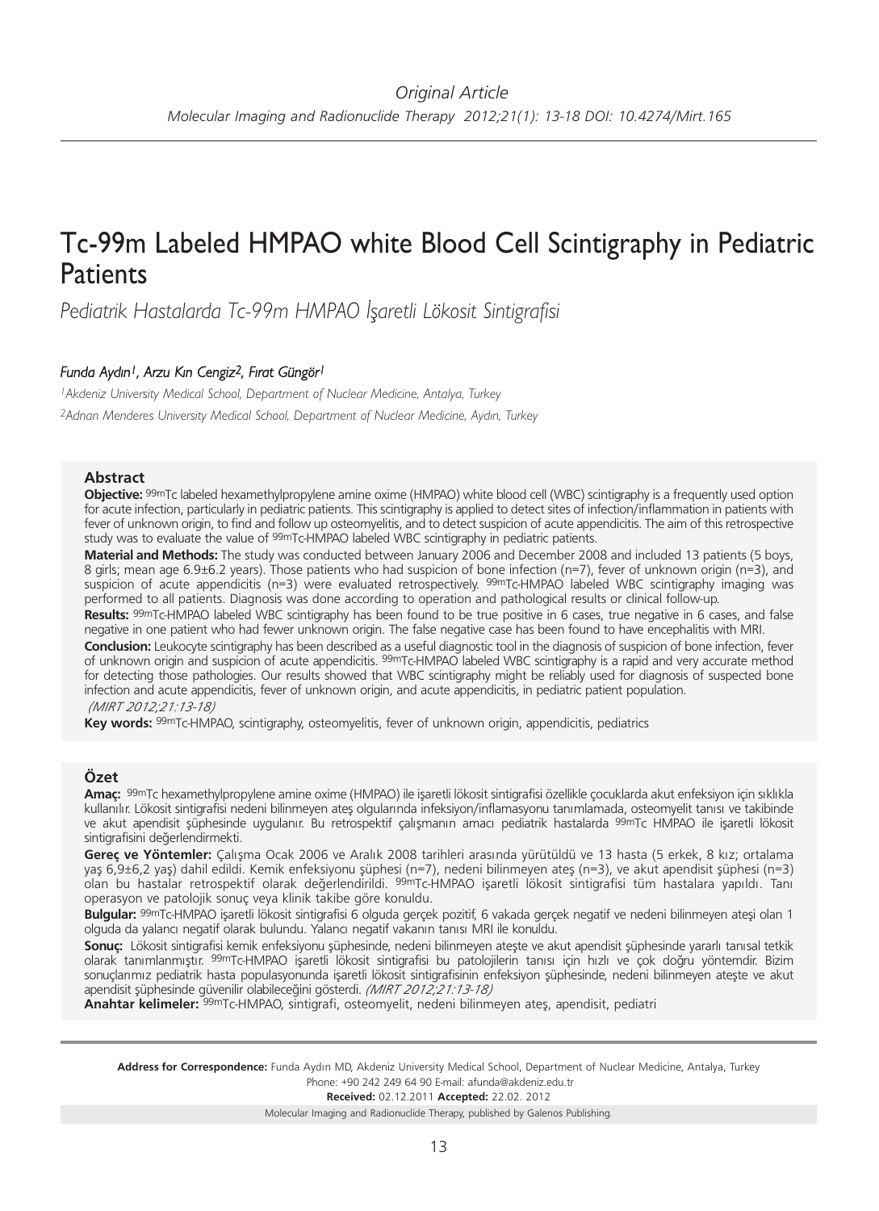*Original Article*

# Tc-99m Labeled HMPAO white Blood Cell Scintigraphy in Pediatric Patients

*Pediatrik Hastalarda Tc-99m HMPAO İşaretli Lökosit Sintigrafisi*

*Funda Aydın[1], Arzu Kın Cengiz[2], Fırat Güngör[1]*

*[1]Akdeniz University Medical School, Department of Nuclear Medicine, Antalya, Turkey*

*[2]Adnan Menderes University Medical School, Department of Nuclear Medicine, Aydın, Turkey*

## Abstract

**Objective:** $^{99m}$Tc labeled hexamethylpropylene amine oxime (HMPAO) white blood cell (WBC) scintigraphy is a frequently used option for acute infection, particularly in pediatric patients. This scintigraphy is applied to detect sites of infection/inflammation in patients with fever of unknown origin, to find and follow up osteomyelitis, and to detect suspicion of acute appendicitis. The aim of this retrospective study was to evaluate the value of $^{99m}$Tc-HMPAO labeled WBC scintigraphy in pediatric patients.

**Material and Methods:** The study was conducted between January 2006 and December 2008 and included 13 patients (5 boys, 8 girls; mean age 6.9±6.2 years). Those patients who had suspicion of bone infection (n=7), fever of unknown origin (n=3), and suspicion of acute appendicitis (n=3) were evaluated retrospectively. $^{99m}$Tc-HMPAO labeled WBC scintigraphy imaging was performed to all patients. Diagnosis was done according to operation and pathological results or clinical follow-up.

**Results:** $^{99m}$Tc-HMPAO labeled WBC scintigraphy has been found to be true positive in 6 cases, true negative in 6 cases, and false negative in one patient who had fewer unknown origin. The false negative case has been found to have encephalitis with MRI.

**Conclusion:** Leukocyte scintigraphy has been described as a useful diagnostic tool in the diagnosis of suspicion of bone infection, fever of unknown origin and suspicion of acute appendicitis. $^{99m}$Tc-HMPAO labeled WBC scintigraphy is a rapid and very accurate method for detecting those pathologies. Our results showed that WBC scintigraphy might be reliably used for diagnosis of suspected bone infection and acute appendicitis, fever of unknown origin, and acute appendicitis, in pediatric patient population. *(MIRT 2012;21:13-18)*

**Key words:** $^{99m}$Tc-HMPAO, scintigraphy, osteomyelitis, fever of unknown origin, appendicitis, pediatrics

## Özet

**Amaç:** $^{99m}$Tc hexamethylpropylene amine oxime (HMPAO) ile işaretli lökosit sintigrafisi özellikle çocuklarda akut enfeksiyon için sıklıkla kullanılır. Lökosit sintigrafisi nedeni bilinmeyen ateş olgularında infeksiyon/inflamasyonu tanımlamada, osteomyelit tanısı ve takibinde ve akut apendisit şüphesinde uygulanır. Bu retrospektif çalışmanın amacı pediatrik hastalarda $^{99m}$Tc HMPAO ile işaretli lökosit sintigrafisini değerlendirmekti.

**Gereç ve Yöntemler:** Çalışma Ocak 2006 ve Aralık 2008 tarihleri arasında yürütüldü ve 13 hasta (5 erkek, 8 kız; ortalama yaş 6,9±6,2 yaş) dahil edildi. Kemik enfeksiyonu şüphesi (n=7), nedeni bilinmeyen ateş (n=3), ve akut apendisit şüphesi (n=3) olan bu hastalar retrospektif olarak değerlendirildi. $^{99m}$Tc-HMPAO işaretli lökosit sintigrafisi tüm hastalara yapıldı. Tanı operasyon ve patolojik sonuç veya klinik takibe göre konuldu.

**Bulgular:** $^{99m}$Tc-HMPAO işaretli lökosit sintigrafisi 6 olguda gerçek pozitif, 6 vakada gerçek negatif ve nedeni bilinmeyen ateşi olan 1 olguda da yalancı negatif olarak bulundu. Yalancı negatif vakanın tanısı MRI ile konuldu.

**Sonuç:** Lökosit sintigrafisi kemik enfeksiyonu şüphesinde, nedeni bilinmeyen ateşte ve akut apendisit şüphesinde yararlı tanısal tetkik olarak tanımlanmıştır. $^{99m}$Tc-HMPAO işaretli lökosit sintigrafisi bu patolojilerin tanısı için hızlı ve çok doğru yöntemdir. Bizim sonuçlarımız pediatrik hasta populasyonunda işaretli lökosit sintigrafisinin enfeksiyon şüphesinde, nedeni bilinmeyen ateşte ve akut apendisit şüphesinde güvenilir olabileceğini gösterdi. *(MIRT 2012;21:13-18)*

**Anahtar kelimeler:** $^{99m}$Tc-HMPAO, sintigrafi, osteomyelit, nedeni bilinmeyen ateş, apendisit, pediatri

---

**Address for Correspondence:** Funda Aydın MD, Akdeniz University Medical School, Department of Nuclear Medicine, Antalya, Turkey
Phone: +90 242 249 64 90 E-mail: afunda@akdeniz.edu.tr
**Received:** 02.12.2011 **Accepted:** 22.02. 2012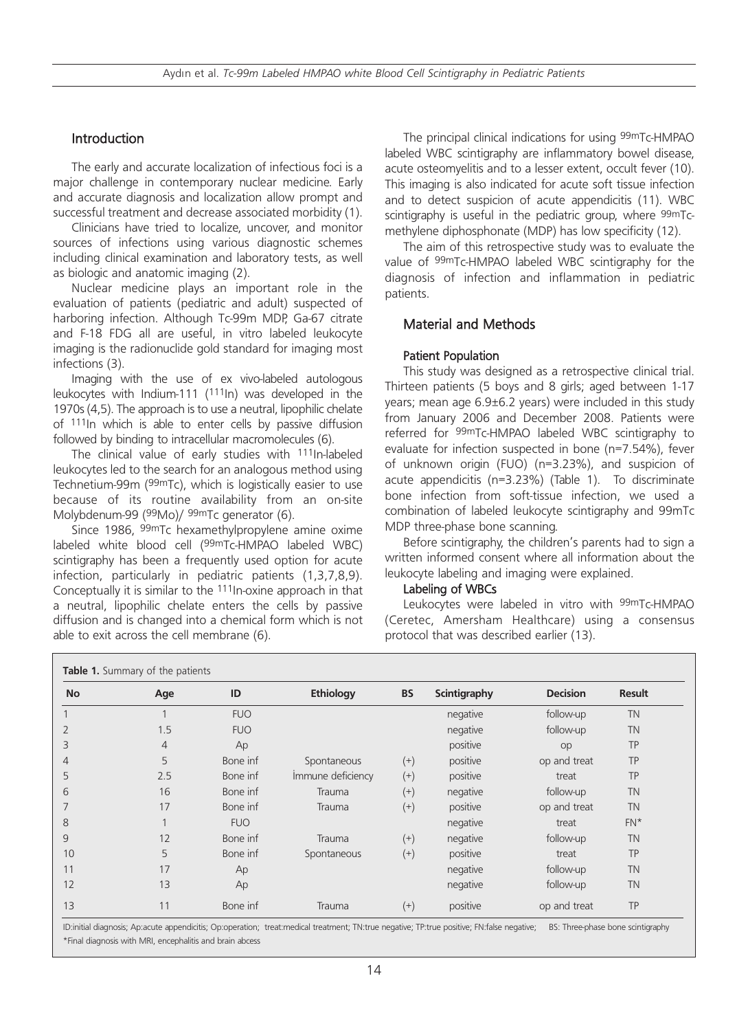## Introduction

The early and accurate localization of infectious foci is a major challenge in contemporary nuclear medicine. Early and accurate diagnosis and localization allow prompt and successful treatment and decrease associated morbidity (1).

Clinicians have tried to localize, uncover, and monitor sources of infections using various diagnostic schemes including clinical examination and laboratory tests, as well as biologic and anatomic imaging (2).

Nuclear medicine plays an important role in the evaluation of patients (pediatric and adult) suspected of harboring infection. Although Tc-99m MDP, Ga-67 citrate and F-18 FDG all are useful, in vitro labeled leukocyte imaging is the radionuclide gold standard for imaging most infections (3).

Imaging with the use of ex vivo-labeled autologous leukocytes with Indium-111 ($^{111}$In) was developed in the 1970s (4,5). The approach is to use a neutral, lipophilic chelate of $^{111}$In which is able to enter cells by passive diffusion followed by binding to intracellular macromolecules (6).

The clinical value of early studies with $^{111}$In-labeled leukocytes led to the search for an analogous method using Technetium-99m ($^{99m}$Tc), which is logistically easier to use because of its routine availability from an on-site Molybdenum-99 ($^{99}$Mo)/ $^{99m}$Tc generator (6).

Since 1986, $^{99m}$Tc hexamethylpropylene amine oxime labeled white blood cell ($^{99m}$Tc-HMPAO labeled WBC) scintigraphy has been a frequently used option for acute infection, particularly in pediatric patients (1,3,7,8,9). Conceptually it is similar to the $^{111}$In-oxine approach in that a neutral, lipophilic chelate enters the cells by passive diffusion and is changed into a chemical form which is not able to exit across the cell membrane (6).

The principal clinical indications for using $^{99m}$Tc-HMPAO labeled WBC scintigraphy are inflammatory bowel disease, acute osteomyelitis and to a lesser extent, occult fever (10). This imaging is also indicated for acute soft tissue infection and to detect suspicion of acute appendicitis (11). WBC scintigraphy is useful in the pediatric group, where $^{99m}$Tc-methylene diphosphonate (MDP) has low specificity (12).

The aim of this retrospective study was to evaluate the value of $^{99m}$Tc-HMPAO labeled WBC scintigraphy for the diagnosis of infection and inflammation in pediatric patients.

## Material and Methods

### Patient Population

This study was designed as a retrospective clinical trial. Thirteen patients (5 boys and 8 girls; aged between 1-17 years; mean age 6.9±6.2 years) were included in this study from January 2006 and December 2008. Patients were referred for $^{99m}$Tc-HMPAO labeled WBC scintigraphy to evaluate for infection suspected in bone (n=7.54%), fever of unknown origin (FUO) (n=3.23%), and suspicion of acute appendicitis (n=3.23%) (Table 1). To discriminate bone infection from soft-tissue infection, we used a combination of labeled leukocyte scintigraphy and 99mTc MDP three-phase bone scanning.

Before scintigraphy, the children's parents had to sign a written informed consent where all information about the leukocyte labeling and imaging were explained.

### Labeling of WBCs

Leukocytes were labeled in vitro with $^{99m}$Tc-HMPAO (Ceretec, Amersham Healthcare) using a consensus protocol that was described earlier (13).

**Table 1.** Summary of the patients

| No | Age | ID | Ethiology | BS | Scintigraphy | Decision | Result |
|---|---|---|---|---|---|---|---|
| 1 | 1 | FUO | | | negative | follow-up | TN |
| 2 | 1.5 | FUO | | | negative | follow-up | TN |
| 3 | 4 | Ap | | | positive | op | TP |
| 4 | 5 | Bone inf | Spontaneous | (+) | positive | op and treat | TP |
| 5 | 2.5 | Bone inf | İmmune deficiency | (+) | positive | treat | TP |
| 6 | 16 | Bone inf | Trauma | (+) | negative | follow-up | TN |
| 7 | 17 | Bone inf | Trauma | (+) | positive | op and treat | TN |
| 8 | 1 | FUO | | | negative | treat | FN* |
| 9 | 12 | Bone inf | Trauma | (+) | negative | follow-up | TN |
| 10 | 5 | Bone inf | Spontaneous | (+) | positive | treat | TP |
| 11 | 17 | Ap | | | negative | follow-up | TN |
| 12 | 13 | Ap | | | negative | follow-up | TN |
| 13 | 11 | Bone inf | Trauma | (+) | positive | op and treat | TP |

ID:initial diagnosis; Ap:acute appendicitis; Op:operation; treat:medical treatment; TN:true negative; TP:true positive; FN:false negative; BS: Three-phase bone scintigraphy
*Final diagnosis with MRI, encephalitis and brain abcess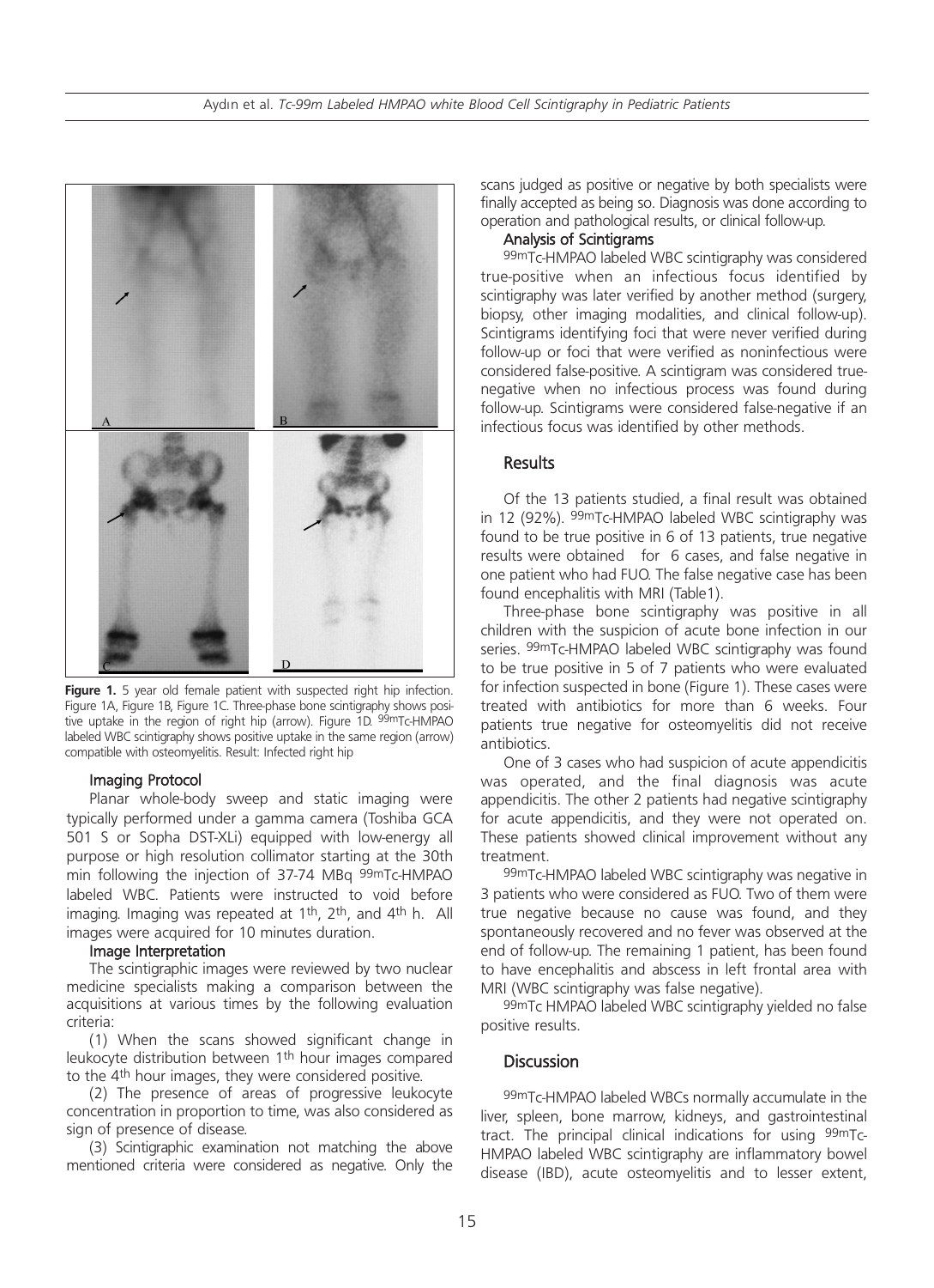Figure 1. 5 year old female patient with suspected right hip infection. Figure 1A, Figure 1B, Figure 1C. Three-phase bone scintigraphy shows positive uptake in the region of right hip (arrow). Figure 1D. $^{99m}$Tc-HMPAO labeled WBC scintigraphy shows positive uptake in the same region (arrow) compatible with osteomyelitis. Result: Infected right hip

### Imaging Protocol

Planar whole-body sweep and static imaging were typically performed under a gamma camera (Toshiba GCA 501 S or Sopha DST-XLi) equipped with low-energy all purpose or high resolution collimator starting at the 30th min following the injection of 37-74 MBq $^{99m}$Tc-HMPAO labeled WBC. Patients were instructed to void before imaging. Imaging was repeated at 1th, 2th, and 4th h. All images were acquired for 10 minutes duration.

### Image Interpretation

The scintigraphic images were reviewed by two nuclear medicine specialists making a comparison between the acquisitions at various times by the following evaluation criteria:

(1) When the scans showed significant change in leukocyte distribution between 1th hour images compared to the 4th hour images, they were considered positive.

(2) The presence of areas of progressive leukocyte concentration in proportion to time, was also considered as sign of presence of disease.

(3) Scintigraphic examination not matching the above mentioned criteria were considered as negative. Only the scans judged as positive or negative by both specialists were finally accepted as being so. Diagnosis was done according to operation and pathological results, or clinical follow-up.

### Analysis of Scintigrams

$^{99m}$Tc-HMPAO labeled WBC scintigraphy was considered true-positive when an infectious focus identified by scintigraphy was later verified by another method (surgery, biopsy, other imaging modalities, and clinical follow-up). Scintigrams identifying foci that were never verified during follow-up or foci that were verified as noninfectious were considered false-positive. A scintigram was considered true-negative when no infectious process was found during follow-up. Scintigrams were considered false-negative if an infectious focus was identified by other methods.

## Results

Of the 13 patients studied, a final result was obtained in 12 (92%). $^{99m}$Tc-HMPAO labeled WBC scintigraphy was found to be true positive in 6 of 13 patients, true negative results were obtained for 6 cases, and false negative in one patient who had FUO. The false negative case has been found encephalitis with MRI (Table1).

Three-phase bone scintigraphy was positive in all children with the suspicion of acute bone infection in our series. $^{99m}$Tc-HMPAO labeled WBC scintigraphy was found to be true positive in 5 of 7 patients who were evaluated for infection suspected in bone (Figure 1). These cases were treated with antibiotics for more than 6 weeks. Four patients true negative for osteomyelitis did not receive antibiotics.

One of 3 cases who had suspicion of acute appendicitis was operated, and the final diagnosis was acute appendicitis. The other 2 patients had negative scintigraphy for acute appendicitis, and they were not operated on. These patients showed clinical improvement without any treatment.

$^{99m}$Tc-HMPAO labeled WBC scintigraphy was negative in 3 patients who were considered as FUO. Two of them were true negative because no cause was found, and they spontaneously recovered and no fever was observed at the end of follow-up. The remaining 1 patient, has been found to have encephalitis and abscess in left frontal area with MRI (WBC scintigraphy was false negative).

$^{99m}$Tc HMPAO labeled WBC scintigraphy yielded no false positive results.

## Discussion

$^{99m}$Tc-HMPAO labeled WBCs normally accumulate in the liver, spleen, bone marrow, kidneys, and gastrointestinal tract. The principal clinical indications for using $^{99m}$Tc-HMPAO labeled WBC scintigraphy are inflammatory bowel disease (IBD), acute osteomyelitis and to lesser extent,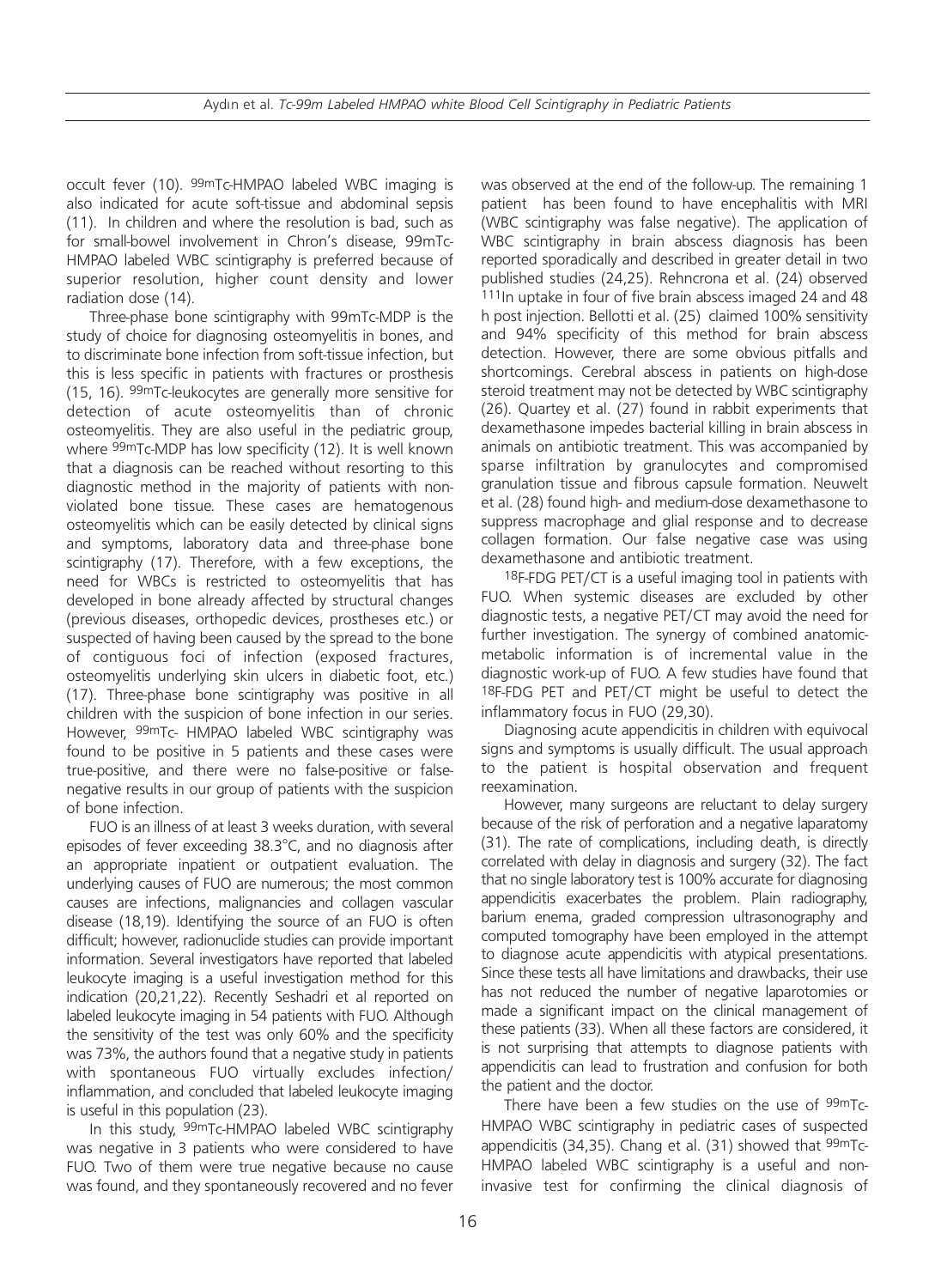occult fever (10). 99mTc-HMPAO labeled WBC imaging is also indicated for acute soft-tissue and abdominal sepsis (11). In children and where the resolution is bad, such as for small-bowel involvement in Chron's disease, 99mTc-HMPAO labeled WBC scintigraphy is preferred because of superior resolution, higher count density and lower radiation dose (14).

Three-phase bone scintigraphy with 99mTc-MDP is the study of choice for diagnosing osteomyelitis in bones, and to discriminate bone infection from soft-tissue infection, but this is less specific in patients with fractures or prosthesis (15, 16). $^{99m}$Tc-leukocytes are generally more sensitive for detection of acute osteomyelitis than of chronic osteomyelitis. They are also useful in the pediatric group, where $^{99m}$Tc-MDP has low specificity (12). It is well known that a diagnosis can be reached without resorting to this diagnostic method in the majority of patients with non-violated bone tissue. These cases are hematogenous osteomyelitis which can be easily detected by clinical signs and symptoms, laboratory data and three-phase bone scintigraphy (17). Therefore, with a few exceptions, the need for WBCs is restricted to osteomyelitis that has developed in bone already affected by structural changes (previous diseases, orthopedic devices, prostheses etc.) or suspected of having been caused by the spread to the bone of contiguous foci of infection (exposed fractures, osteomyelitis underlying skin ulcers in diabetic foot, etc.) (17). Three-phase bone scintigraphy was positive in all children with the suspicion of bone infection in our series. However, $^{99m}$Tc- HMPAO labeled WBC scintigraphy was found to be positive in 5 patients and these cases were true-positive, and there were no false-positive or false-negative results in our group of patients with the suspicion of bone infection.

FUO is an illness of at least 3 weeks duration, with several episodes of fever exceeding 38.3°C, and no diagnosis after an appropriate inpatient or outpatient evaluation. The underlying causes of FUO are numerous; the most common causes are infections, malignancies and collagen vascular disease (18,19). Identifying the source of an FUO is often difficult; however, radionuclide studies can provide important information. Several investigators have reported that labeled leukocyte imaging is a useful investigation method for this indication (20,21,22). Recently Seshadri et al reported on labeled leukocyte imaging in 54 patients with FUO. Although the sensitivity of the test was only 60% and the specificity was 73%, the authors found that a negative study in patients with spontaneous FUO virtually excludes infection/inflammation, and concluded that labeled leukocyte imaging is useful in this population (23).

In this study, $^{99m}$Tc-HMPAO labeled WBC scintigraphy was negative in 3 patients who were considered to have FUO. Two of them were true negative because no cause was found, and they spontaneously recovered and no fever was observed at the end of the follow-up. The remaining 1 patient has been found to have encephalitis with MRI (WBC scintigraphy was false negative). The application of WBC scintigraphy in brain abscess diagnosis has been reported sporadically and described in greater detail in two published studies (24,25). Rehncrona et al. (24) observed $^{111}$In uptake in four of five brain abscess imaged 24 and 48 h post injection. Bellotti et al. (25) claimed 100% sensitivity and 94% specificity of this method for brain abscess detection. However, there are some obvious pitfalls and shortcomings. Cerebral abscess in patients on high-dose steroid treatment may not be detected by WBC scintigraphy (26). Quartey et al. (27) found in rabbit experiments that dexamethasone impedes bacterial killing in brain abscess in animals on antibiotic treatment. This was accompanied by sparse infiltration by granulocytes and compromised granulation tissue and fibrous capsule formation. Neuwelt et al. (28) found high- and medium-dose dexamethasone to suppress macrophage and glial response and to decrease collagen formation. Our false negative case was using dexamethasone and antibiotic treatment.

$^{18}$F-FDG PET/CT is a useful imaging tool in patients with FUO. When systemic diseases are excluded by other diagnostic tests, a negative PET/CT may avoid the need for further investigation. The synergy of combined anatomic-metabolic information is of incremental value in the diagnostic work-up of FUO. A few studies have found that $^{18}$F-FDG PET and PET/CT might be useful to detect the inflammatory focus in FUO (29,30).

Diagnosing acute appendicitis in children with equivocal signs and symptoms is usually difficult. The usual approach to the patient is hospital observation and frequent reexamination.

However, many surgeons are reluctant to delay surgery because of the risk of perforation and a negative laparatomy (31). The rate of complications, including death, is directly correlated with delay in diagnosis and surgery (32). The fact that no single laboratory test is 100% accurate for diagnosing appendicitis exacerbates the problem. Plain radiography, barium enema, graded compression ultrasonography and computed tomography have been employed in the attempt to diagnose acute appendicitis with atypical presentations. Since these tests all have limitations and drawbacks, their use has not reduced the number of negative laparotomies or made a significant impact on the clinical management of these patients (33). When all these factors are considered, it is not surprising that attempts to diagnose patients with appendicitis can lead to frustration and confusion for both the patient and the doctor.

There have been a few studies on the use of $^{99m}$Tc-HMPAO WBC scintigraphy in pediatric cases of suspected appendicitis (34,35). Chang et al. (31) showed that $^{99m}$Tc-HMPAO labeled WBC scintigraphy is a useful and non-invasive test for confirming the clinical diagnosis of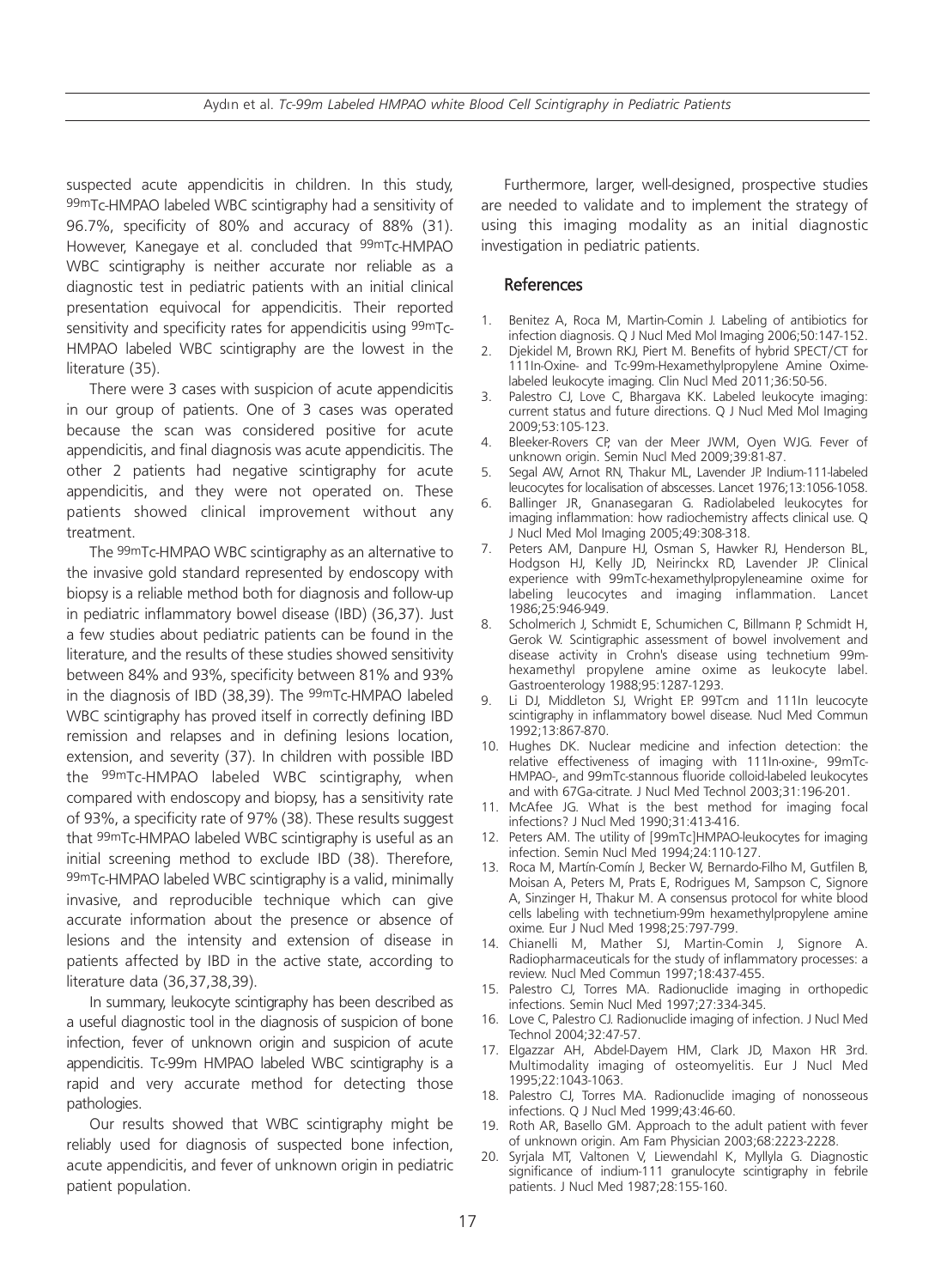suspected acute appendicitis in children. In this study, $^{99m}$Tc-HMPAO labeled WBC scintigraphy had a sensitivity of 96.7%, specificity of 80% and accuracy of 88% (31). However, Kanegaye et al. concluded that $^{99m}$Tc-HMPAO WBC scintigraphy is neither accurate nor reliable as a diagnostic test in pediatric patients with an initial clinical presentation equivocal for appendicitis. Their reported sensitivity and specificity rates for appendicitis using $^{99m}$Tc-HMPAO labeled WBC scintigraphy are the lowest in the literature (35).

There were 3 cases with suspicion of acute appendicitis in our group of patients. One of 3 cases was operated because the scan was considered positive for acute appendicitis, and final diagnosis was acute appendicitis. The other 2 patients had negative scintigraphy for acute appendicitis, and they were not operated on. These patients showed clinical improvement without any treatment.

The $^{99m}$Tc-HMPAO WBC scintigraphy as an alternative to the invasive gold standard represented by endoscopy with biopsy is a reliable method both for diagnosis and follow-up in pediatric inflammatory bowel disease (IBD) (36,37). Just a few studies about pediatric patients can be found in the literature, and the results of these studies showed sensitivity between 84% and 93%, specificity between 81% and 93% in the diagnosis of IBD (38,39). The $^{99m}$Tc-HMPAO labeled WBC scintigraphy has proved itself in correctly defining IBD remission and relapses and in defining lesions location, extension, and severity (37). In children with possible IBD the $^{99m}$Tc-HMPAO labeled WBC scintigraphy, when compared with endoscopy and biopsy, has a sensitivity rate of 93%, a specificity rate of 97% (38). These results suggest that $^{99m}$Tc-HMPAO labeled WBC scintigraphy is useful as an initial screening method to exclude IBD (38). Therefore, $^{99m}$Tc-HMPAO labeled WBC scintigraphy is a valid, minimally invasive, and reproducible technique which can give accurate information about the presence or absence of lesions and the intensity and extension of disease in patients affected by IBD in the active state, according to literature data (36,37,38,39).

In summary, leukocyte scintigraphy has been described as a useful diagnostic tool in the diagnosis of suspicion of bone infection, fever of unknown origin and suspicion of acute appendicitis. Tc-99m HMPAO labeled WBC scintigraphy is a rapid and very accurate method for detecting those pathologies.

Our results showed that WBC scintigraphy might be reliably used for diagnosis of suspected bone infection, acute appendicitis, and fever of unknown origin in pediatric patient population.

Furthermore, larger, well-designed, prospective studies are needed to validate and to implement the strategy of using this imaging modality as an initial diagnostic investigation in pediatric patients.

## References

1. Benitez A, Roca M, Martin-Comin J. Labeling of antibiotics for infection diagnosis. Q J Nucl Med Mol Imaging 2006;50:147-152.
2. Djekidel M, Brown RKJ, Piert M. Benefits of hybrid SPECT/CT for 111In-Oxine- and Tc-99m-Hexamethylpropylene Amine Oxime-labeled leukocyte imaging. Clin Nucl Med 2011;36:50-56.
3. Palestro CJ, Love C, Bhargava KK. Labeled leukocyte imaging: current status and future directions. Q J Nucl Med Mol Imaging 2009;53:105-123.
4. Bleeker-Rovers CP, van der Meer JWM, Oyen WJG. Fever of unknown origin. Semin Nucl Med 2009;39:81-87.
5. Segal AW, Arnot RN, Thakur ML, Lavender JP. Indium-111-labeled leucocytes for localisation of abscesses. Lancet 1976;13:1056-1058.
6. Ballinger JR, Gnanasegaran G. Radiolabeled leukocytes for imaging inflammation: how radiochemistry affects clinical use. Q J Nucl Med Mol Imaging 2005;49:308-318.
7. Peters AM, Danpure HJ, Osman S, Hawker RJ, Henderson BL, Hodgson HJ, Kelly JD, Neirinckx RD, Lavender JP. Clinical experience with 99mTc-hexamethylpropyleneamine oxime for labeling leucocytes and imaging inflammation. Lancet 1986;25:946-949.
8. Scholmerich J, Schmidt E, Schumichen C, Billmann P, Schmidt H, Gerok W. Scintigraphic assessment of bowel involvement and disease activity in Crohn's disease using technetium 99m-hexamethyl propylene amine oxime as leukocyte label. Gastroenterology 1988;95:1287-1293.
9. Li DJ, Middleton SJ, Wright EP. 99Tcm and 111In leucocyte scintigraphy in inflammatory bowel disease. Nucl Med Commun 1992;13:867-870.
10. Hughes DK. Nuclear medicine and infection detection: the relative effectiveness of imaging with 111In-oxine-, 99mTc-HMPAO-, and 99mTc-stannous fluoride colloid-labeled leukocytes and with 67Ga-citrate. J Nucl Med Technol 2003;31:196-201.
11. McAfee JG. What is the best method for imaging focal infections? J Nucl Med 1990;31:413-416.
12. Peters AM. The utility of [99mTc]HMPAO-leukocytes for imaging infection. Semin Nucl Med 1994;24:110-127.
13. Roca M, Martín-Comín J, Becker W, Bernardo-Filho M, Gutfilen B, Moisan A, Peters M, Prats E, Rodrigues M, Sampson C, Signore A, Sinzinger H, Thakur M. A consensus protocol for white blood cells labeling with technetium-99m hexamethylpropylene amine oxime. Eur J Nucl Med 1998;25:797-799.
14. Chianelli M, Mather SJ, Martin-Comin J, Signore A. Radiopharmaceuticals for the study of inflammatory processes: a review. Nucl Med Commun 1997;18:437-455.
15. Palestro CJ, Torres MA. Radionuclide imaging in orthopedic infections. Semin Nucl Med 1997;27:334-345.
16. Love C, Palestro CJ. Radionuclide imaging of infection. J Nucl Med Technol 2004;32:47-57.
17. Elgazzar AH, Abdel-Dayem HM, Clark JD, Maxon HR 3rd. Multimodality imaging of osteomyelitis. Eur J Nucl Med 1995;22:1043-1063.
18. Palestro CJ, Torres MA. Radionuclide imaging of nonosseous infections. Q J Nucl Med 1999;43:46-60.
19. Roth AR, Basello GM. Approach to the adult patient with fever of unknown origin. Am Fam Physician 2003;68:2223-2228.
20. Syrjala MT, Valtonen V, Liewendahl K, Myllyla G. Diagnostic significance of indium-111 granulocyte scintigraphy in febrile patients. J Nucl Med 1987;28:155-160.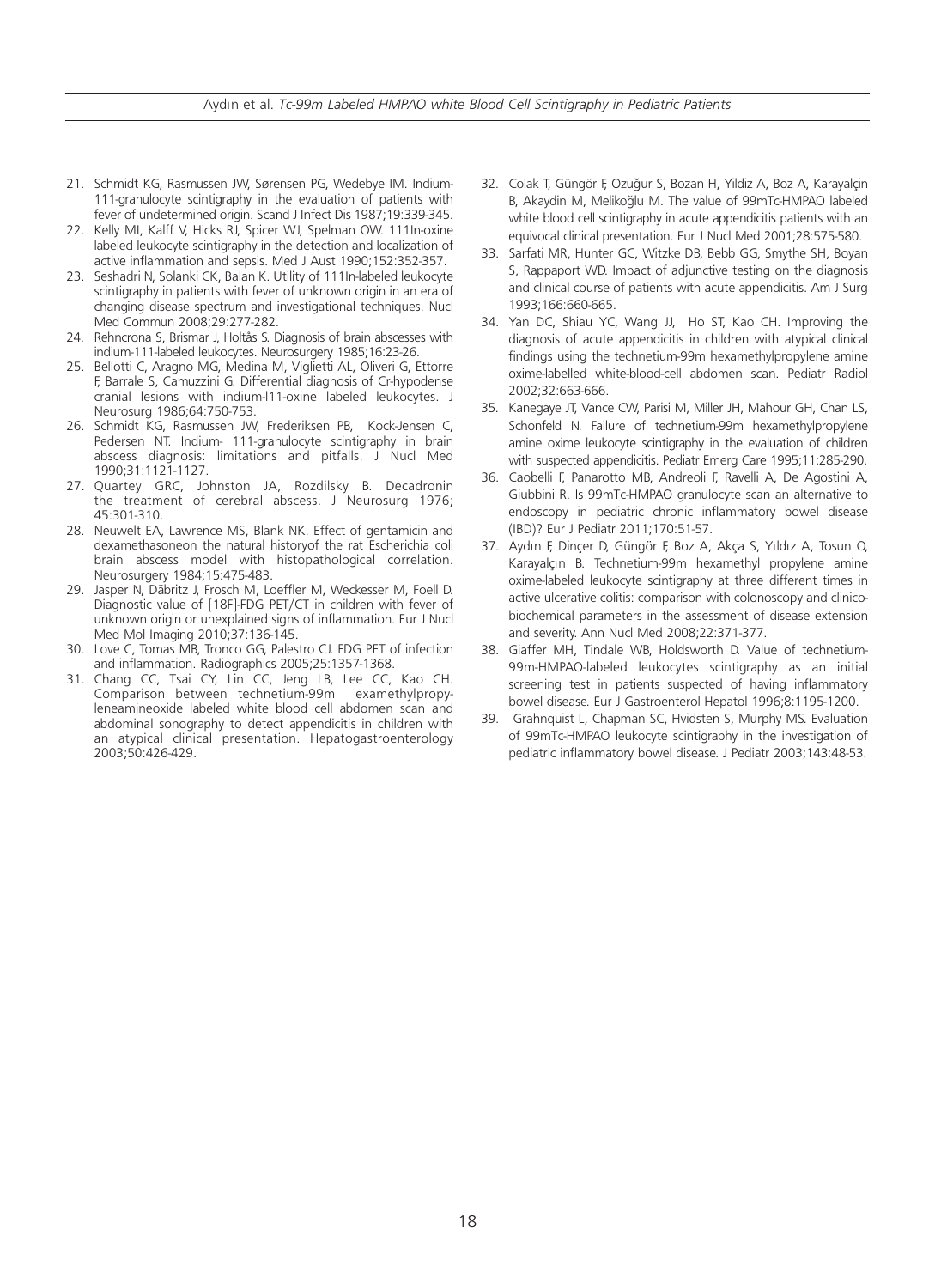21. Schmidt KG, Rasmussen JW, Sørensen PG, Wedebye IM. Indium-111-granulocyte scintigraphy in the evaluation of patients with fever of undetermined origin. Scand J Infect Dis 1987;19:339-345.
22. Kelly MI, Kalff V, Hicks RJ, Spicer WJ, Spelman OW. 111In-oxine labeled leukocyte scintigraphy in the detection and localization of active inflammation and sepsis. Med J Aust 1990;152:352-357.
23. Seshadri N, Solanki CK, Balan K. Utility of 111In-labeled leukocyte scintigraphy in patients with fever of unknown origin in an era of changing disease spectrum and investigational techniques. Nucl Med Commun 2008;29:277-282.
24. Rehncrona S, Brismar J, Holtås S. Diagnosis of brain abscesses with indium-111-labeled leukocytes. Neurosurgery 1985;16:23-26.
25. Bellotti C, Aragno MG, Medina M, Viglietti AL, Oliveri G, Ettorre F, Barrale S, Camuzzini G. Differential diagnosis of Cr-hypodense cranial lesions with indium-l11-oxine labeled leukocytes. J Neurosurg 1986;64:750-753.
26. Schmidt KG, Rasmussen JW, Frederiksen PB, Kock-Jensen C, Pedersen NT. Indium- 111-granulocyte scintigraphy in brain abscess diagnosis: limitations and pitfalls. J Nucl Med 1990;31:1121-1127.
27. Quartey GRC, Johnston JA, Rozdilsky B. Decadronin the treatment of cerebral abscess. J Neurosurg 1976; 45:301-310.
28. Neuwelt EA, Lawrence MS, Blank NK. Effect of gentamicin and dexamethasoneon the natural historyof the rat Escherichia coli brain abscess model with histopathological correlation. Neurosurgery 1984;15:475-483.
29. Jasper N, Däbritz J, Frosch M, Loeffler M, Weckesser M, Foell D. Diagnostic value of [18F]-FDG PET/CT in children with fever of unknown origin or unexplained signs of inflammation. Eur J Nucl Med Mol Imaging 2010;37:136-145.
30. Love C, Tomas MB, Tronco GG, Palestro CJ. FDG PET of infection and inflammation. Radiographics 2005;25:1357-1368.
31. Chang CC, Tsai CY, Lin CC, Jeng LB, Lee CC, Kao CH. Comparison between technetium-99m examethylpropyleneamineoxide labeled white blood cell abdomen scan and abdominal sonography to detect appendicitis in children with an atypical clinical presentation. Hepatogastroenterology 2003;50:426-429.
32. Colak T, Güngör F, Ozuğur S, Bozan H, Yildiz A, Boz A, Karayalçin B, Akaydin M, Melikoğlu M. The value of 99mTc-HMPAO labeled white blood cell scintigraphy in acute appendicitis patients with an equivocal clinical presentation. Eur J Nucl Med 2001;28:575-580.
33. Sarfati MR, Hunter GC, Witzke DB, Bebb GG, Smythe SH, Boyan S, Rappaport WD. Impact of adjunctive testing on the diagnosis and clinical course of patients with acute appendicitis. Am J Surg 1993;166:660-665.
34. Yan DC, Shiau YC, Wang JJ, Ho ST, Kao CH. Improving the diagnosis of acute appendicitis in children with atypical clinical findings using the technetium-99m hexamethylpropylene amine oxime-labelled white-blood-cell abdomen scan. Pediatr Radiol 2002;32:663-666.
35. Kanegaye JT, Vance CW, Parisi M, Miller JH, Mahour GH, Chan LS, Schonfeld N. Failure of technetium-99m hexamethylpropylene amine oxime leukocyte scintigraphy in the evaluation of children with suspected appendicitis. Pediatr Emerg Care 1995;11:285-290.
36. Caobelli F, Panarotto MB, Andreoli F, Ravelli A, De Agostini A, Giubbini R. Is 99mTc-HMPAO granulocyte scan an alternative to endoscopy in pediatric chronic inflammatory bowel disease (IBD)? Eur J Pediatr 2011;170:51-57.
37. Aydın F, Dinçer D, Güngör F, Boz A, Akça S, Yıldız A, Tosun O, Karayalçın B. Technetium-99m hexamethyl propylene amine oxime-labeled leukocyte scintigraphy at three different times in active ulcerative colitis: comparison with colonoscopy and clinicobiochemical parameters in the assessment of disease extension and severity. Ann Nucl Med 2008;22:371-377.
38. Giaffer MH, Tindale WB, Holdsworth D. Value of technetium-99m-HMPAO-labeled leukocytes scintigraphy as an initial screening test in patients suspected of having inflammatory bowel disease. Eur J Gastroenterol Hepatol 1996;8:1195-1200.
39. Grahnquist L, Chapman SC, Hvidsten S, Murphy MS. Evaluation of 99mTc-HMPAO leukocyte scintigraphy in the investigation of pediatric inflammatory bowel disease. J Pediatr 2003;143:48-53.